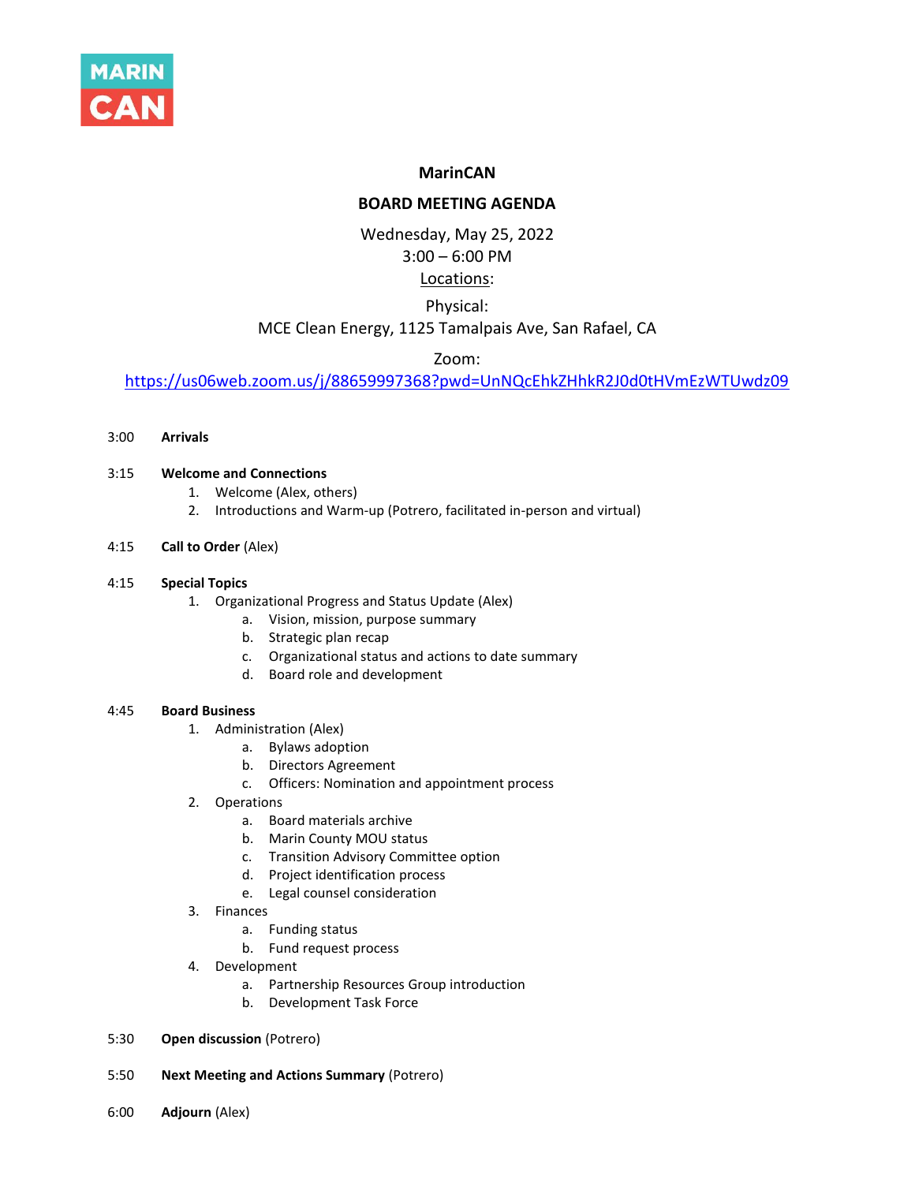MARIN CAN

**MarinCAN**

**BOARD MEETING AGENDA**

Wednesday, May 25, 2022
3:00 – 6:00 PM
Locations:

Physical:
MCE Clean Energy, 1125 Tamalpais Ave, San Rafael, CA

Zoom:
https://us06web.zoom.us/j/88659997368?pwd=UnNQcEhkZHhkR2J0d0tHVmEzWTUwdz09

3:00 **Arrivals**

3:15 **Welcome and Connections**

1. Welcome (Alex, others)
2. Introductions and Warm-up (Potrero, facilitated in-person and virtual)

4:15 **Call to Order** (Alex)

4:15 **Special Topics**

1. Organizational Progress and Status Update (Alex)
   a. Vision, mission, purpose summary
   b. Strategic plan recap
   c. Organizational status and actions to date summary
   d. Board role and development

4:45 **Board Business**

1. Administration (Alex)
   a. Bylaws adoption
   b. Directors Agreement
   c. Officers: Nomination and appointment process
2. Operations
   a. Board materials archive
   b. Marin County MOU status
   c. Transition Advisory Committee option
   d. Project identification process
   e. Legal counsel consideration
3. Finances
   a. Funding status
   b. Fund request process
4. Development
   a. Partnership Resources Group introduction
   b. Development Task Force

5:30 **Open discussion** (Potrero)

5:50 **Next Meeting and Actions Summary** (Potrero)

6:00 **Adjourn** (Alex)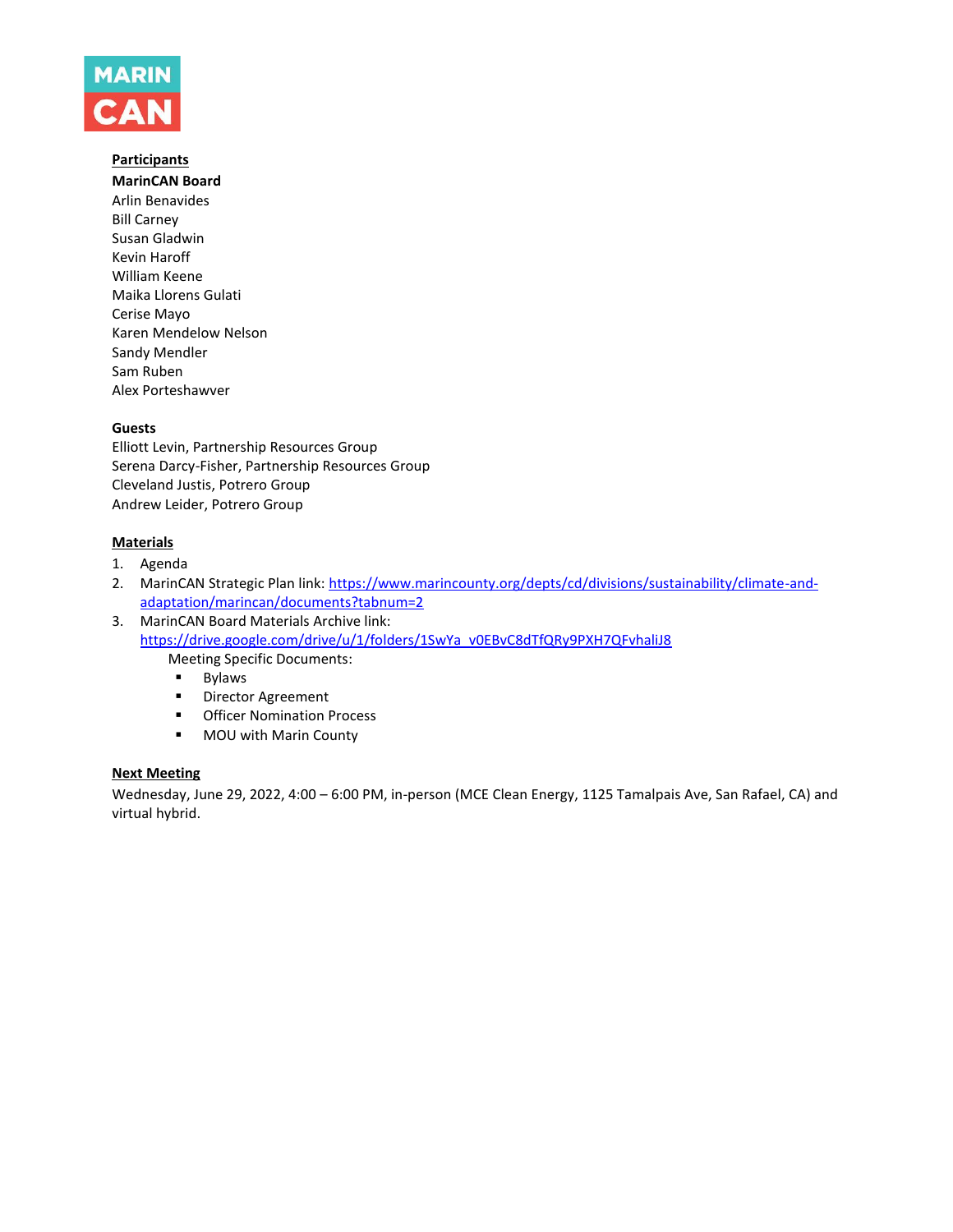MARIN CAN

**Participants**

**MarinCAN Board**

Arlin Benavides
Bill Carney
Susan Gladwin
Kevin Haroff
William Keene
Maika Llorens Gulati
Cerise Mayo
Karen Mendelow Nelson
Sandy Mendler
Sam Ruben
Alex Porteshawver

**Guests**

Elliott Levin, Partnership Resources Group
Serena Darcy-Fisher, Partnership Resources Group
Cleveland Justis, Potrero Group
Andrew Leider, Potrero Group

**Materials**

1. Agenda
2. MarinCAN Strategic Plan link: https://www.marincounty.org/depts/cd/divisions/sustainability/climate-and-adaptation/marincan/documents?tabnum=2
3. MarinCAN Board Materials Archive link: https://drive.google.com/drive/u/1/folders/1SwYa_v0EBvC8dTfQRy9PXH7QFvhaliJ8

   Meeting Specific Documents:
   - Bylaws
   - Director Agreement
   - Officer Nomination Process
   - MOU with Marin County

**Next Meeting**

Wednesday, June 29, 2022, 4:00 – 6:00 PM, in-person (MCE Clean Energy, 1125 Tamalpais Ave, San Rafael, CA) and virtual hybrid.